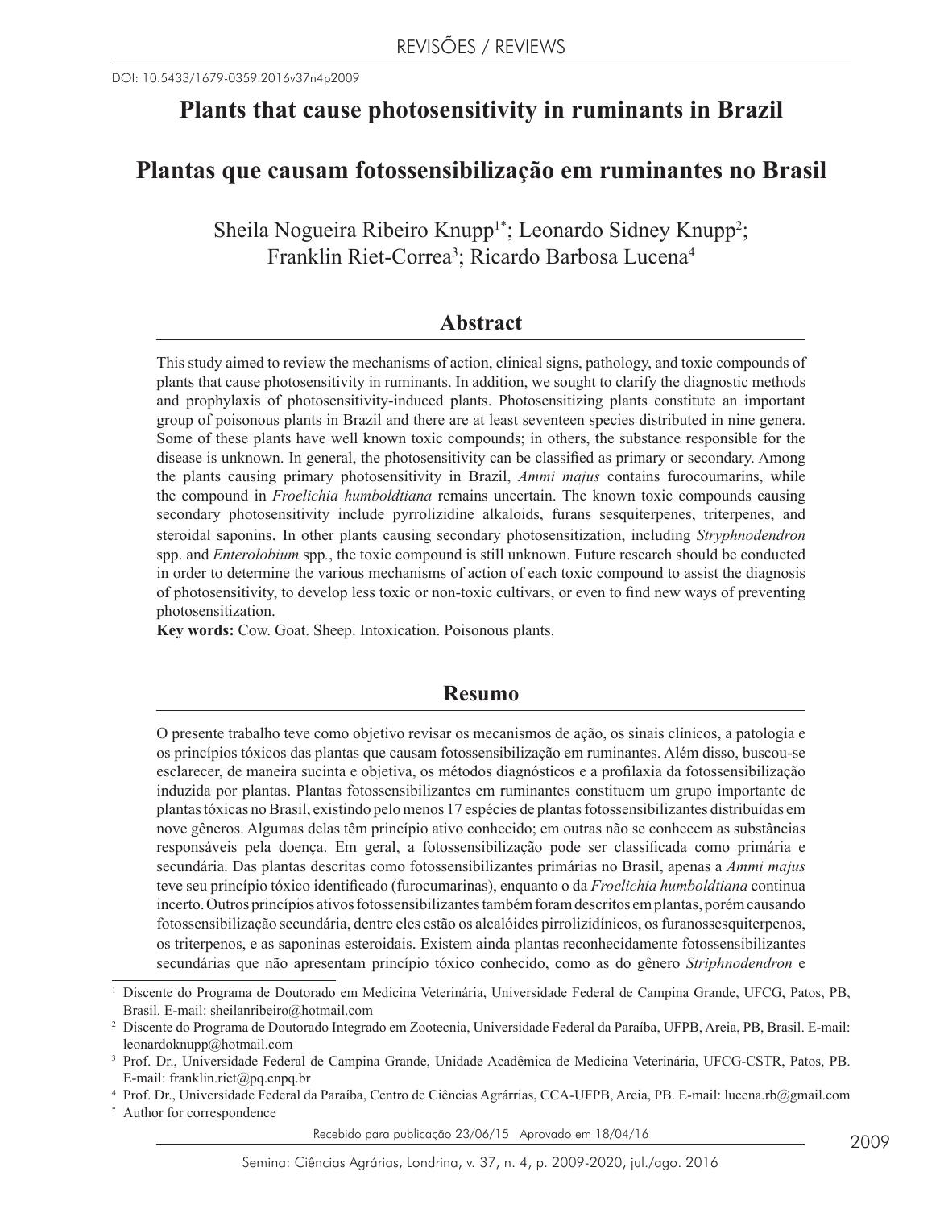REVISÕES / REVIEWS

DOI: 10.5433/1679-0359.2016v37n4p2009

# Plants that cause photosensitivity in ruminants in Brazil

# Plantas que causam fotossensibilização em ruminantes no Brasil

Sheila Nogueira Ribeiro Knupp[1*]; Leonardo Sidney Knupp[2]; Franklin Riet-Correa[3]; Ricardo Barbosa Lucena[4]

## Abstract

This study aimed to review the mechanisms of action, clinical signs, pathology, and toxic compounds of plants that cause photosensitivity in ruminants. In addition, we sought to clarify the diagnostic methods and prophylaxis of photosensitivity-induced plants. Photosensitizing plants constitute an important group of poisonous plants in Brazil and there are at least seventeen species distributed in nine genera. Some of these plants have well known toxic compounds; in others, the substance responsible for the disease is unknown. In general, the photosensitivity can be classified as primary or secondary. Among the plants causing primary photosensitivity in Brazil, *Ammi majus* contains furocoumarins, while the compound in *Froelichia humboldtiana* remains uncertain. The known toxic compounds causing secondary photosensitivity include pyrrolizidine alkaloids, furans sesquiterpenes, triterpenes, and steroidal saponins. In other plants causing secondary photosensitization, including *Stryphnodendron* spp. and *Enterolobium* spp., the toxic compound is still unknown. Future research should be conducted in order to determine the various mechanisms of action of each toxic compound to assist the diagnosis of photosensitivity, to develop less toxic or non-toxic cultivars, or even to find new ways of preventing photosensitization.

**Key words:** Cow. Goat. Sheep. Intoxication. Poisonous plants.

## Resumo

O presente trabalho teve como objetivo revisar os mecanismos de ação, os sinais clínicos, a patologia e os princípios tóxicos das plantas que causam fotossensibilização em ruminantes. Além disso, buscou-se esclarecer, de maneira sucinta e objetiva, os métodos diagnósticos e a profilaxia da fotossensibilização induzida por plantas. Plantas fotossensibilizantes em ruminantes constituem um grupo importante de plantas tóxicas no Brasil, existindo pelo menos 17 espécies de plantas fotossensibilizantes distribuídas em nove gêneros. Algumas delas têm princípio ativo conhecido; em outras não se conhecem as substâncias responsáveis pela doença. Em geral, a fotossensibilização pode ser classificada como primária e secundária. Das plantas descritas como fotossensibilizantes primárias no Brasil, apenas a *Ammi majus* teve seu princípio tóxico identificado (furocumarinas), enquanto o da *Froelichia humboldtiana* continua incerto. Outros princípios ativos fotossensibilizantes também foram descritos em plantas, porém causando fotossensibilização secundária, dentre eles estão os alcalóides pirrolizidínicos, os furanossesquiterpenos, os triterpenos, e as saponinas esteroidais. Existem ainda plantas reconhecidamente fotossensibilizantes secundárias que não apresentam princípio tóxico conhecido, como as do gênero *Striphnodendron* e

[1] Discente do Programa de Doutorado em Medicina Veterinária, Universidade Federal de Campina Grande, UFCG, Patos, PB, Brasil. E-mail: sheilanribeiro@hotmail.com

[2] Discente do Programa de Doutorado Integrado em Zootecnia, Universidade Federal da Paraíba, UFPB, Areia, PB, Brasil. E-mail: leonardoknupp@hotmail.com

[3] Prof. Dr., Universidade Federal de Campina Grande, Unidade Acadêmica de Medicina Veterinária, UFCG-CSTR, Patos, PB. E-mail: franklin.riet@pq.cnpq.br

[4] Prof. Dr., Universidade Federal da Paraíba, Centro de Ciências Agrárrias, CCA-UFPB, Areia, PB. E-mail: lucena.rb@gmail.com

[*] Author for correspondence

Recebido para publicação 23/06/15 Aprovado em 18/04/16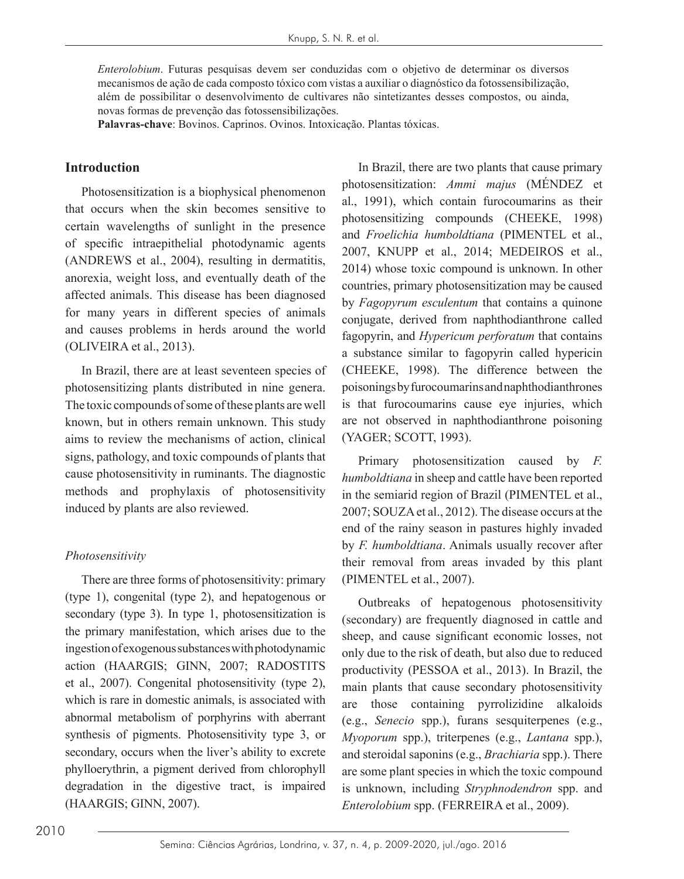*Enterolobium*. Futuras pesquisas devem ser conduzidas com o objetivo de determinar os diversos mecanismos de ação de cada composto tóxico com vistas a auxiliar o diagnóstico da fotossensibilização, além de possibilitar o desenvolvimento de cultivares não sintetizantes desses compostos, ou ainda, novas formas de prevenção das fotossensibilizações.

**Palavras-chave**: Bovinos. Caprinos. Ovinos. Intoxicação. Plantas tóxicas.

## Introduction

Photosensitization is a biophysical phenomenon that occurs when the skin becomes sensitive to certain wavelengths of sunlight in the presence of specific intraepithelial photodynamic agents (ANDREWS et al., 2004), resulting in dermatitis, anorexia, weight loss, and eventually death of the affected animals. This disease has been diagnosed for many years in different species of animals and causes problems in herds around the world (OLIVEIRA et al., 2013).

In Brazil, there are at least seventeen species of photosensitizing plants distributed in nine genera. The toxic compounds of some of these plants are well known, but in others remain unknown. This study aims to review the mechanisms of action, clinical signs, pathology, and toxic compounds of plants that cause photosensitivity in ruminants. The diagnostic methods and prophylaxis of photosensitivity induced by plants are also reviewed.

### *Photosensitivity*

There are three forms of photosensitivity: primary (type 1), congenital (type 2), and hepatogenous or secondary (type 3). In type 1, photosensitization is the primary manifestation, which arises due to the ingestion of exogenous substances with photodynamic action (HAARGIS; GINN, 2007; RADOSTITS et al., 2007). Congenital photosensitivity (type 2), which is rare in domestic animals, is associated with abnormal metabolism of porphyrins with aberrant synthesis of pigments. Photosensitivity type 3, or secondary, occurs when the liver's ability to excrete phylloerythrin, a pigment derived from chlorophyll degradation in the digestive tract, is impaired (HAARGIS; GINN, 2007).

In Brazil, there are two plants that cause primary photosensitization: *Ammi majus* (MÉNDEZ et al., 1991), which contain furocoumarins as their photosensitizing compounds (CHEEKE, 1998) and *Froelichia humboldtiana* (PIMENTEL et al., 2007, KNUPP et al., 2014; MEDEIROS et al., 2014) whose toxic compound is unknown. In other countries, primary photosensitization may be caused by *Fagopyrum esculentum* that contains a quinone conjugate, derived from naphthodianthrone called fagopyrin, and *Hypericum perforatum* that contains a substance similar to fagopyrin called hypericin (CHEEKE, 1998). The difference between the poisonings by furocoumarins and naphthodianthrones is that furocoumarins cause eye injuries, which are not observed in naphthodianthrone poisoning (YAGER; SCOTT, 1993).

Primary photosensitization caused by *F. humboldtiana* in sheep and cattle have been reported in the semiarid region of Brazil (PIMENTEL et al., 2007; SOUZA et al., 2012). The disease occurs at the end of the rainy season in pastures highly invaded by *F. humboldtiana*. Animals usually recover after their removal from areas invaded by this plant (PIMENTEL et al., 2007).

Outbreaks of hepatogenous photosensitivity (secondary) are frequently diagnosed in cattle and sheep, and cause significant economic losses, not only due to the risk of death, but also due to reduced productivity (PESSOA et al., 2013). In Brazil, the main plants that cause secondary photosensitivity are those containing pyrrolizidine alkaloids (e.g., *Senecio* spp.), furans sesquiterpenes (e.g., *Myoporum* spp.), triterpenes (e.g., *Lantana* spp.), and steroidal saponins (e.g., *Brachiaria* spp.). There are some plant species in which the toxic compound is unknown, including *Stryphnodendron* spp. and *Enterolobium* spp. (FERREIRA et al., 2009).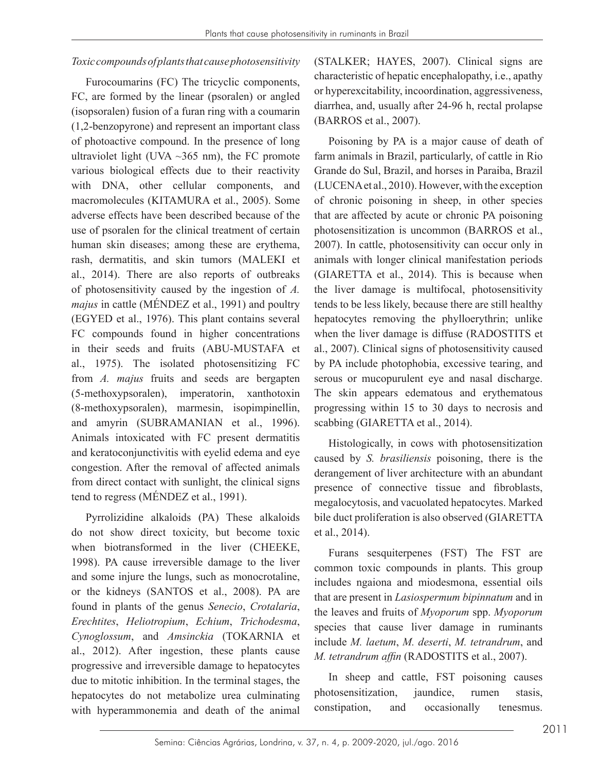*Toxic compounds of plants that cause photosensitivity*

Furocoumarins (FC) The tricyclic components, FC, are formed by the linear (psoralen) or angled (isopsoralen) fusion of a furan ring with a coumarin (1,2-benzopyrone) and represent an important class of photoactive compound. In the presence of long ultraviolet light (UVA ~365 nm), the FC promote various biological effects due to their reactivity with DNA, other cellular components, and macromolecules (KITAMURA et al., 2005). Some adverse effects have been described because of the use of psoralen for the clinical treatment of certain human skin diseases; among these are erythema, rash, dermatitis, and skin tumors (MALEKI et al., 2014). There are also reports of outbreaks of photosensitivity caused by the ingestion of *A. majus* in cattle (MÉNDEZ et al., 1991) and poultry (EGYED et al., 1976). This plant contains several FC compounds found in higher concentrations in their seeds and fruits (ABU-MUSTAFA et al., 1975). The isolated photosensitizing FC from *A. majus* fruits and seeds are bergapten (5-methoxypsoralen), imperatorin, xanthotoxin (8-methoxypsoralen), marmesin, isopimpinellin, and amyrin (SUBRAMANIAN et al., 1996). Animals intoxicated with FC present dermatitis and keratoconjunctivitis with eyelid edema and eye congestion. After the removal of affected animals from direct contact with sunlight, the clinical signs tend to regress (MÉNDEZ et al., 1991).

Pyrrolizidine alkaloids (PA) These alkaloids do not show direct toxicity, but become toxic when biotransformed in the liver (CHEEKE, 1998). PA cause irreversible damage to the liver and some injure the lungs, such as monocrotaline, or the kidneys (SANTOS et al., 2008). PA are found in plants of the genus *Senecio*, *Crotalaria*, *Erechtites*, *Heliotropium*, *Echium*, *Trichodesma*, *Cynoglossum*, and *Amsinckia* (TOKARNIA et al., 2012). After ingestion, these plants cause progressive and irreversible damage to hepatocytes due to mitotic inhibition. In the terminal stages, the hepatocytes do not metabolize urea culminating with hyperammonemia and death of the animal (STALKER; HAYES, 2007). Clinical signs are characteristic of hepatic encephalopathy, i.e., apathy or hyperexcitability, incoordination, aggressiveness, diarrhea, and, usually after 24-96 h, rectal prolapse (BARROS et al., 2007).

Poisoning by PA is a major cause of death of farm animals in Brazil, particularly, of cattle in Rio Grande do Sul, Brazil, and horses in Paraiba, Brazil (LUCENA et al., 2010). However, with the exception of chronic poisoning in sheep, in other species that are affected by acute or chronic PA poisoning photosensitization is uncommon (BARROS et al., 2007). In cattle, photosensitivity can occur only in animals with longer clinical manifestation periods (GIARETTA et al., 2014). This is because when the liver damage is multifocal, photosensitivity tends to be less likely, because there are still healthy hepatocytes removing the phylloerythrin; unlike when the liver damage is diffuse (RADOSTITS et al., 2007). Clinical signs of photosensitivity caused by PA include photophobia, excessive tearing, and serous or mucopurulent eye and nasal discharge. The skin appears edematous and erythematous progressing within 15 to 30 days to necrosis and scabbing (GIARETTA et al., 2014).

Histologically, in cows with photosensitization caused by *S. brasiliensis* poisoning, there is the derangement of liver architecture with an abundant presence of connective tissue and fibroblasts, megalocytosis, and vacuolated hepatocytes. Marked bile duct proliferation is also observed (GIARETTA et al., 2014).

Furans sesquiterpenes (FST) The FST are common toxic compounds in plants. This group includes ngaiona and miodesmona, essential oils that are present in *Lasiospermum bipinnatum* and in the leaves and fruits of *Myoporum* spp. *Myoporum* species that cause liver damage in ruminants include *M. laetum*, *M. deserti*, *M. tetrandrum*, and *M. tetrandrum affin* (RADOSTITS et al., 2007).

In sheep and cattle, FST poisoning causes photosensitization, jaundice, rumen stasis, constipation, and occasionally tenesmus.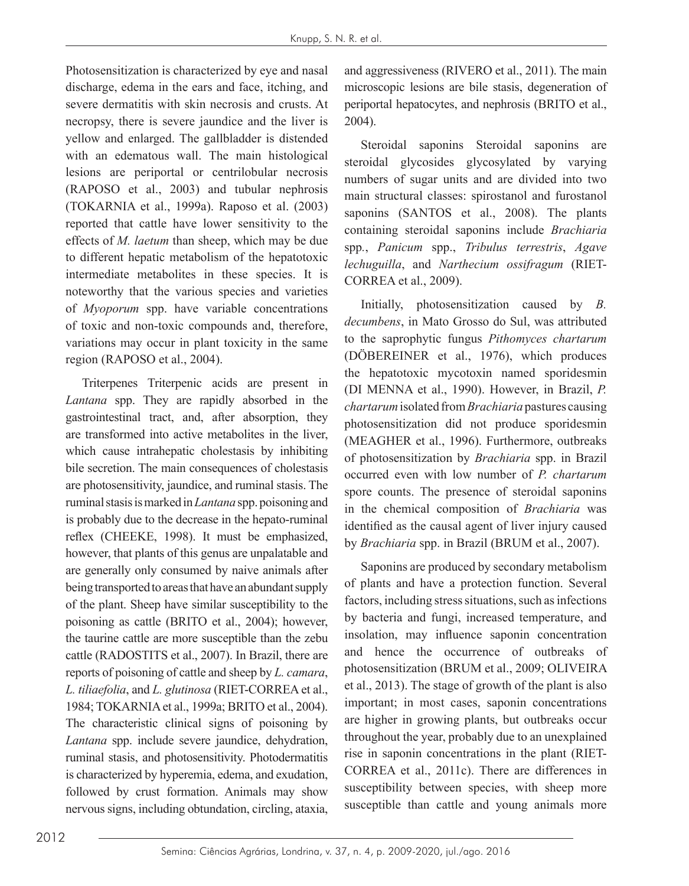Photosensitization is characterized by eye and nasal discharge, edema in the ears and face, itching, and severe dermatitis with skin necrosis and crusts. At necropsy, there is severe jaundice and the liver is yellow and enlarged. The gallbladder is distended with an edematous wall. The main histological lesions are periportal or centrilobular necrosis (RAPOSO et al., 2003) and tubular nephrosis (TOKARNIA et al., 1999a). Raposo et al. (2003) reported that cattle have lower sensitivity to the effects of *M. laetum* than sheep, which may be due to different hepatic metabolism of the hepatotoxic intermediate metabolites in these species. It is noteworthy that the various species and varieties of *Myoporum* spp. have variable concentrations of toxic and non-toxic compounds and, therefore, variations may occur in plant toxicity in the same region (RAPOSO et al., 2004).

Triterpenes Triterpenic acids are present in *Lantana* spp. They are rapidly absorbed in the gastrointestinal tract, and, after absorption, they are transformed into active metabolites in the liver, which cause intrahepatic cholestasis by inhibiting bile secretion. The main consequences of cholestasis are photosensitivity, jaundice, and ruminal stasis. The ruminal stasis is marked in *Lantana* spp. poisoning and is probably due to the decrease in the hepato-ruminal reflex (CHEEKE, 1998). It must be emphasized, however, that plants of this genus are unpalatable and are generally only consumed by naive animals after being transported to areas that have an abundant supply of the plant. Sheep have similar susceptibility to the poisoning as cattle (BRITO et al., 2004); however, the taurine cattle are more susceptible than the zebu cattle (RADOSTITS et al., 2007). In Brazil, there are reports of poisoning of cattle and sheep by *L. camara*, *L. tiliaefolia*, and *L. glutinosa* (RIET-CORREA et al., 1984; TOKARNIA et al., 1999a; BRITO et al., 2004). The characteristic clinical signs of poisoning by *Lantana* spp. include severe jaundice, dehydration, ruminal stasis, and photosensitivity. Photodermatitis is characterized by hyperemia, edema, and exudation, followed by crust formation. Animals may show nervous signs, including obtundation, circling, ataxia, and aggressiveness (RIVERO et al., 2011). The main microscopic lesions are bile stasis, degeneration of periportal hepatocytes, and nephrosis (BRITO et al., 2004).

Steroidal saponins Steroidal saponins are steroidal glycosides glycosylated by varying numbers of sugar units and are divided into two main structural classes: spirostanol and furostanol saponins (SANTOS et al., 2008). The plants containing steroidal saponins include *Brachiaria* spp., *Panicum* spp., *Tribulus terrestris*, *Agave lechuguilla*, and *Narthecium ossifragum* (RIET-CORREA et al., 2009).

Initially, photosensitization caused by *B. decumbens*, in Mato Grosso do Sul, was attributed to the saprophytic fungus *Pithomyces chartarum* (DÖBEREINER et al., 1976), which produces the hepatotoxic mycotoxin named sporidesmin (DI MENNA et al., 1990). However, in Brazil, *P. chartarum* isolated from *Brachiaria* pastures causing photosensitization did not produce sporidesmin (MEAGHER et al., 1996). Furthermore, outbreaks of photosensitization by *Brachiaria* spp. in Brazil occurred even with low number of *P. chartarum* spore counts. The presence of steroidal saponins in the chemical composition of *Brachiaria* was identified as the causal agent of liver injury caused by *Brachiaria* spp. in Brazil (BRUM et al., 2007).

Saponins are produced by secondary metabolism of plants and have a protection function. Several factors, including stress situations, such as infections by bacteria and fungi, increased temperature, and insolation, may influence saponin concentration and hence the occurrence of outbreaks of photosensitization (BRUM et al., 2009; OLIVEIRA et al., 2013). The stage of growth of the plant is also important; in most cases, saponin concentrations are higher in growing plants, but outbreaks occur throughout the year, probably due to an unexplained rise in saponin concentrations in the plant (RIET-CORREA et al., 2011c). There are differences in susceptibility between species, with sheep more susceptible than cattle and young animals more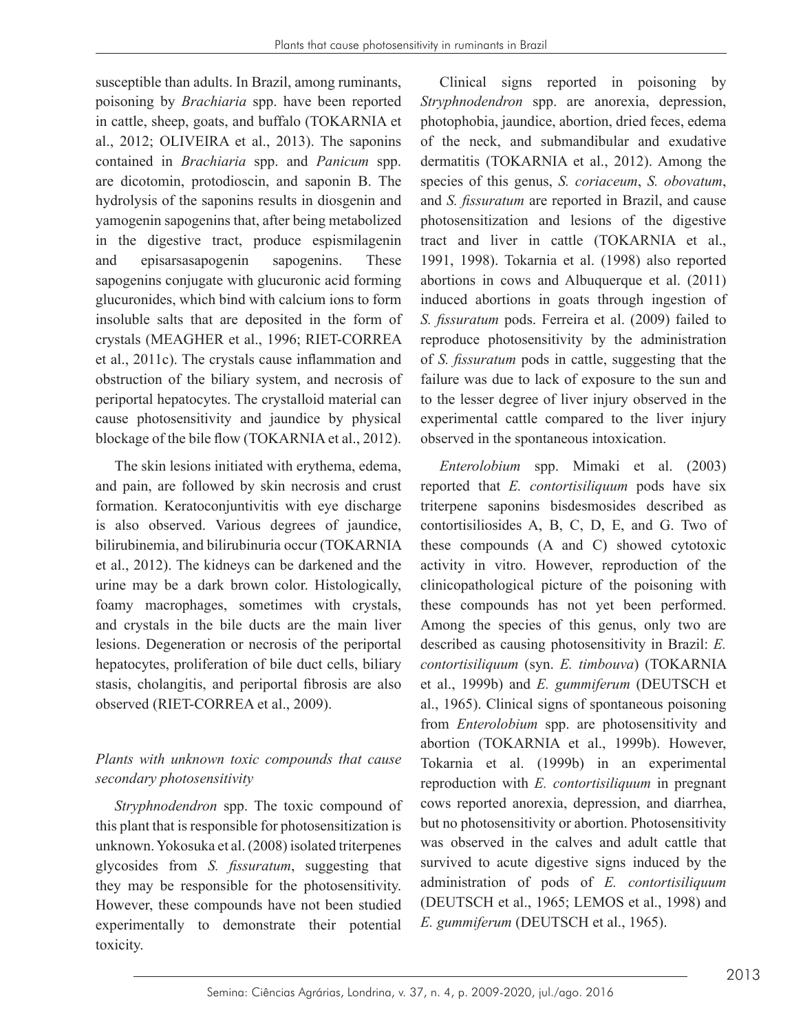susceptible than adults. In Brazil, among ruminants, poisoning by *Brachiaria* spp. have been reported in cattle, sheep, goats, and buffalo (TOKARNIA et al., 2012; OLIVEIRA et al., 2013). The saponins contained in *Brachiaria* spp. and *Panicum* spp. are dicotomin, protodioscin, and saponin B. The hydrolysis of the saponins results in diosgenin and yamogenin sapogenins that, after being metabolized in the digestive tract, produce espismilagenin and episarsasapogenin sapogenins. These sapogenins conjugate with glucuronic acid forming glucuronides, which bind with calcium ions to form insoluble salts that are deposited in the form of crystals (MEAGHER et al., 1996; RIET-CORREA et al., 2011c). The crystals cause inflammation and obstruction of the biliary system, and necrosis of periportal hepatocytes. The crystalloid material can cause photosensitivity and jaundice by physical blockage of the bile flow (TOKARNIA et al., 2012).

The skin lesions initiated with erythema, edema, and pain, are followed by skin necrosis and crust formation. Keratoconjuntivitis with eye discharge is also observed. Various degrees of jaundice, bilirubinemia, and bilirubinuria occur (TOKARNIA et al., 2012). The kidneys can be darkened and the urine may be a dark brown color. Histologically, foamy macrophages, sometimes with crystals, and crystals in the bile ducts are the main liver lesions. Degeneration or necrosis of the periportal hepatocytes, proliferation of bile duct cells, biliary stasis, cholangitis, and periportal fibrosis are also observed (RIET-CORREA et al., 2009).

### *Plants with unknown toxic compounds that cause secondary photosensitivity*

*Stryphnodendron* spp. The toxic compound of this plant that is responsible for photosensitization is unknown. Yokosuka et al. (2008) isolated triterpenes glycosides from *S. fissuratum*, suggesting that they may be responsible for the photosensitivity. However, these compounds have not been studied experimentally to demonstrate their potential toxicity.

Clinical signs reported in poisoning by *Stryphnodendron* spp. are anorexia, depression, photophobia, jaundice, abortion, dried feces, edema of the neck, and submandibular and exudative dermatitis (TOKARNIA et al., 2012). Among the species of this genus, *S. coriaceum*, *S. obovatum*, and *S. fissuratum* are reported in Brazil, and cause photosensitization and lesions of the digestive tract and liver in cattle (TOKARNIA et al., 1991, 1998). Tokarnia et al. (1998) also reported abortions in cows and Albuquerque et al. (2011) induced abortions in goats through ingestion of *S. fissuratum* pods. Ferreira et al. (2009) failed to reproduce photosensitivity by the administration of *S. fissuratum* pods in cattle, suggesting that the failure was due to lack of exposure to the sun and to the lesser degree of liver injury observed in the experimental cattle compared to the liver injury observed in the spontaneous intoxication.

*Enterolobium* spp. Mimaki et al. (2003) reported that *E. contortisiliquum* pods have six triterpene saponins bisdesmosides described as contortisiliosides A, B, C, D, E, and G. Two of these compounds (A and C) showed cytotoxic activity in vitro. However, reproduction of the clinicopathological picture of the poisoning with these compounds has not yet been performed. Among the species of this genus, only two are described as causing photosensitivity in Brazil: *E. contortisiliquum* (syn. *E. timbouva*) (TOKARNIA et al., 1999b) and *E. gummiferum* (DEUTSCH et al., 1965). Clinical signs of spontaneous poisoning from *Enterolobium* spp. are photosensitivity and abortion (TOKARNIA et al., 1999b). However, Tokarnia et al. (1999b) in an experimental reproduction with *E. contortisiliquum* in pregnant cows reported anorexia, depression, and diarrhea, but no photosensitivity or abortion. Photosensitivity was observed in the calves and adult cattle that survived to acute digestive signs induced by the administration of pods of *E. contortisiliquum* (DEUTSCH et al., 1965; LEMOS et al., 1998) and *E. gummiferum* (DEUTSCH et al., 1965).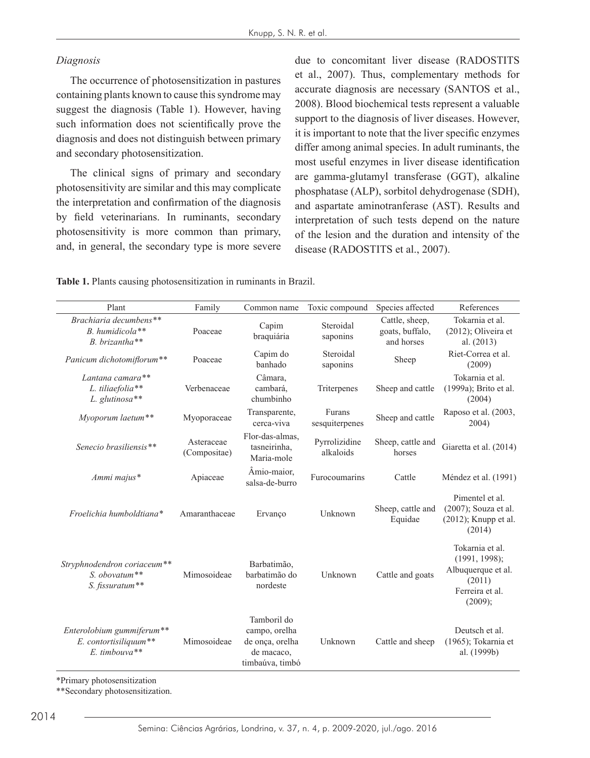*Diagnosis*

The occurrence of photosensitization in pastures containing plants known to cause this syndrome may suggest the diagnosis (Table 1). However, having such information does not scientifically prove the diagnosis and does not distinguish between primary and secondary photosensitization.

The clinical signs of primary and secondary photosensitivity are similar and this may complicate the interpretation and confirmation of the diagnosis by field veterinarians. In ruminants, secondary photosensitivity is more common than primary, and, in general, the secondary type is more severe due to concomitant liver disease (RADOSTITS et al., 2007). Thus, complementary methods for accurate diagnosis are necessary (SANTOS et al., 2008). Blood biochemical tests represent a valuable support to the diagnosis of liver diseases. However, it is important to note that the liver specific enzymes differ among animal species. In adult ruminants, the most useful enzymes in liver disease identification are gamma-glutamyl transferase (GGT), alkaline phosphatase (ALP), sorbitol dehydrogenase (SDH), and aspartate aminotranferase (AST). Results and interpretation of such tests depend on the nature of the lesion and the duration and intensity of the disease (RADOSTITS et al., 2007).

**Table 1.** Plants causing photosensitization in ruminants in Brazil.

| Plant | Family | Common name | Toxic compound | Species affected | References |
|---|---|---|---|---|---|
| *Brachiaria decumbens*** *B. humidicola*** *B. brizantha*** | Poaceae | Capim braquiária | Steroidal saponins | Cattle, sheep, goats, buffalo, and horses | Tokarnia et al. (2012); Oliveira et al. (2013) |
| *Panicum dichotomiflorum*** | Poaceae | Capim do banhado | Steroidal saponins | Sheep | Riet-Correa et al. (2009) |
| *Lantana camara*** *L. tiliaefolia*** *L. glutinosa*** | Verbenaceae | Câmara, cambará, chumbinho | Triterpenes | Sheep and cattle | Tokarnia et al. (1999a); Brito et al. (2004) |
| *Myoporum laetum*** | Myoporaceae | Transparente, cerca-viva | Furans sesquiterpenes | Sheep and cattle | Raposo et al. (2003, 2004) |
| *Senecio brasiliensis*** | Asteraceae (Compositae) | Flor-das-almas, tasneirinha, Maria-mole | Pyrrolizidine alkaloids | Sheep, cattle and horses | Giaretta et al. (2014) |
| *Ammi majus** | Apiaceae | Âmio-maior, salsa-de-burro | Furocoumarins | Cattle | Méndez et al. (1991) |
| *Froelichia humboldtiana** | Amaranthaceae | Ervanço | Unknown | Sheep, cattle and Equidae | Pimentel et al. (2007); Souza et al. (2012); Knupp et al. (2014) |
| *Stryphnodendron coriaceum*** *S. obovatum*** *S. fissuratum*** | Mimosoideae | Barbatimão, barbatimão do nordeste | Unknown | Cattle and goats | Tokarnia et al. (1991, 1998); Albuquerque et al. (2011) Ferreira et al. (2009); |
| *Enterolobium gummiferum*** *E. contortisiliquum*** *E. timbouva*** | Mimosoideae | Tamboril do campo, orelha de onça, orelha de macaco, timbaúva, timbó | Unknown | Cattle and sheep | Deutsch et al. (1965); Tokarnia et al. (1999b) |

*Primary photosensitization

**Secondary photosensitization.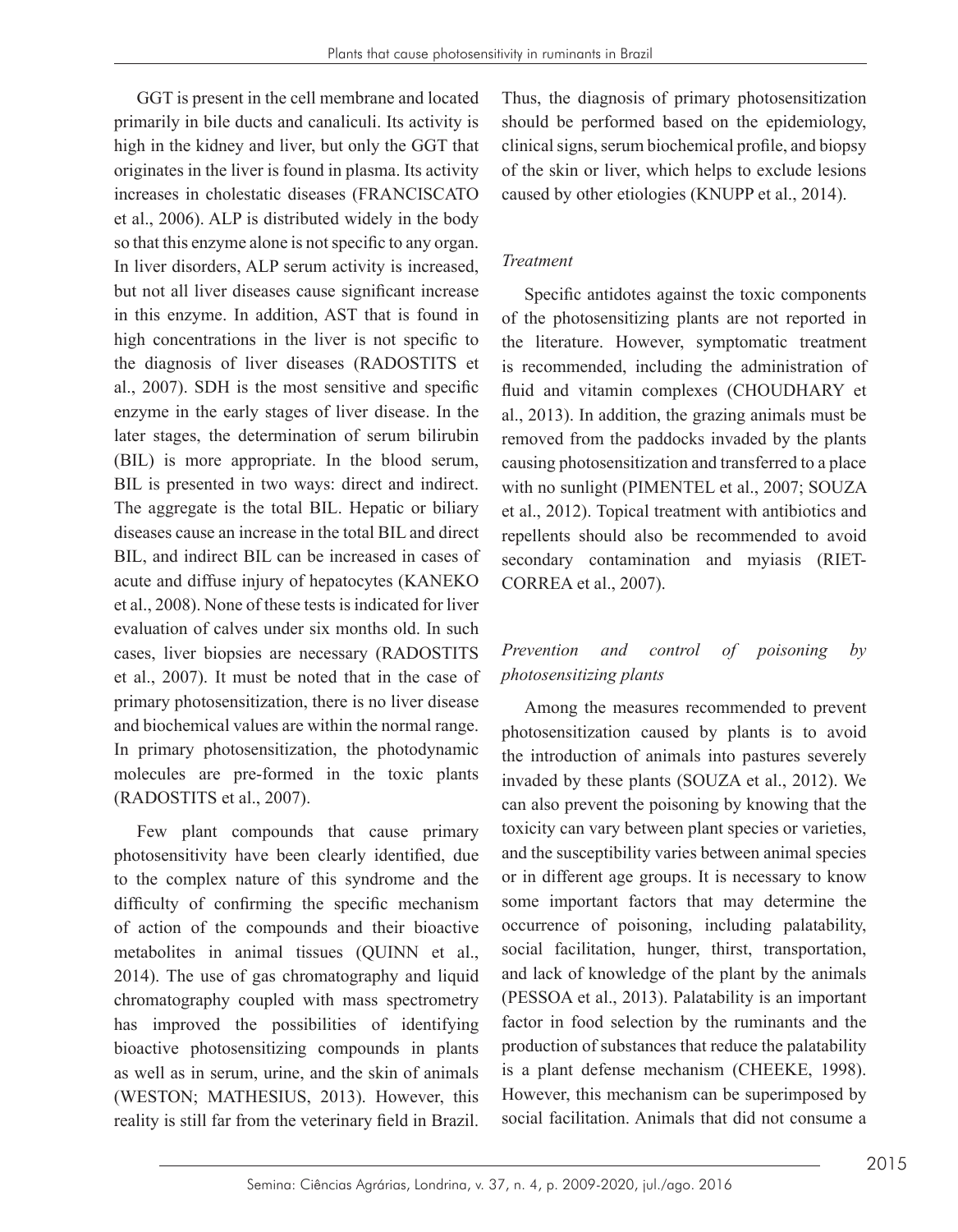GGT is present in the cell membrane and located primarily in bile ducts and canaliculi. Its activity is high in the kidney and liver, but only the GGT that originates in the liver is found in plasma. Its activity increases in cholestatic diseases (FRANCISCATO et al., 2006). ALP is distributed widely in the body so that this enzyme alone is not specific to any organ. In liver disorders, ALP serum activity is increased, but not all liver diseases cause significant increase in this enzyme. In addition, AST that is found in high concentrations in the liver is not specific to the diagnosis of liver diseases (RADOSTITS et al., 2007). SDH is the most sensitive and specific enzyme in the early stages of liver disease. In the later stages, the determination of serum bilirubin (BIL) is more appropriate. In the blood serum, BIL is presented in two ways: direct and indirect. The aggregate is the total BIL. Hepatic or biliary diseases cause an increase in the total BIL and direct BIL, and indirect BIL can be increased in cases of acute and diffuse injury of hepatocytes (KANEKO et al., 2008). None of these tests is indicated for liver evaluation of calves under six months old. In such cases, liver biopsies are necessary (RADOSTITS et al., 2007). It must be noted that in the case of primary photosensitization, there is no liver disease and biochemical values are within the normal range. In primary photosensitization, the photodynamic molecules are pre-formed in the toxic plants (RADOSTITS et al., 2007).

Few plant compounds that cause primary photosensitivity have been clearly identified, due to the complex nature of this syndrome and the difficulty of confirming the specific mechanism of action of the compounds and their bioactive metabolites in animal tissues (QUINN et al., 2014). The use of gas chromatography and liquid chromatography coupled with mass spectrometry has improved the possibilities of identifying bioactive photosensitizing compounds in plants as well as in serum, urine, and the skin of animals (WESTON; MATHESIUS, 2013). However, this reality is still far from the veterinary field in Brazil. Thus, the diagnosis of primary photosensitization should be performed based on the epidemiology, clinical signs, serum biochemical profile, and biopsy of the skin or liver, which helps to exclude lesions caused by other etiologies (KNUPP et al., 2014).

*Treatment*

Specific antidotes against the toxic components of the photosensitizing plants are not reported in the literature. However, symptomatic treatment is recommended, including the administration of fluid and vitamin complexes (CHOUDHARY et al., 2013). In addition, the grazing animals must be removed from the paddocks invaded by the plants causing photosensitization and transferred to a place with no sunlight (PIMENTEL et al., 2007; SOUZA et al., 2012). Topical treatment with antibiotics and repellents should also be recommended to avoid secondary contamination and myiasis (RIET-CORREA et al., 2007).

*Prevention and control of poisoning by photosensitizing plants*

Among the measures recommended to prevent photosensitization caused by plants is to avoid the introduction of animals into pastures severely invaded by these plants (SOUZA et al., 2012). We can also prevent the poisoning by knowing that the toxicity can vary between plant species or varieties, and the susceptibility varies between animal species or in different age groups. It is necessary to know some important factors that may determine the occurrence of poisoning, including palatability, social facilitation, hunger, thirst, transportation, and lack of knowledge of the plant by the animals (PESSOA et al., 2013). Palatability is an important factor in food selection by the ruminants and the production of substances that reduce the palatability is a plant defense mechanism (CHEEKE, 1998). However, this mechanism can be superimposed by social facilitation. Animals that did not consume a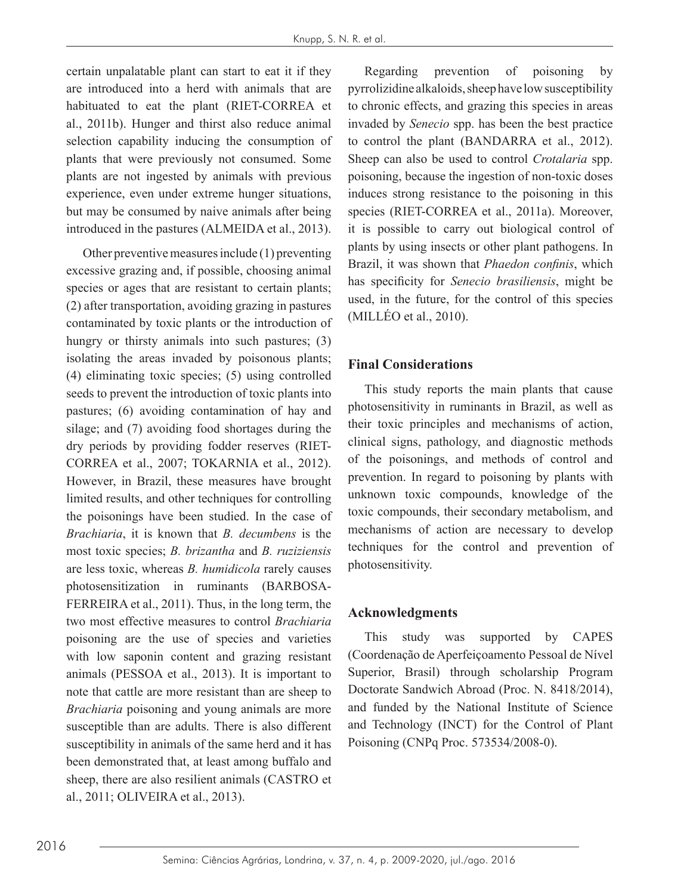certain unpalatable plant can start to eat it if they are introduced into a herd with animals that are habituated to eat the plant (RIET-CORREA et al., 2011b). Hunger and thirst also reduce animal selection capability inducing the consumption of plants that were previously not consumed. Some plants are not ingested by animals with previous experience, even under extreme hunger situations, but may be consumed by naive animals after being introduced in the pastures (ALMEIDA et al., 2013).

Other preventive measures include (1) preventing excessive grazing and, if possible, choosing animal species or ages that are resistant to certain plants; (2) after transportation, avoiding grazing in pastures contaminated by toxic plants or the introduction of hungry or thirsty animals into such pastures; (3) isolating the areas invaded by poisonous plants; (4) eliminating toxic species; (5) using controlled seeds to prevent the introduction of toxic plants into pastures; (6) avoiding contamination of hay and silage; and (7) avoiding food shortages during the dry periods by providing fodder reserves (RIET-CORREA et al., 2007; TOKARNIA et al., 2012). However, in Brazil, these measures have brought limited results, and other techniques for controlling the poisonings have been studied. In the case of *Brachiaria*, it is known that *B. decumbens* is the most toxic species; *B. brizantha* and *B. ruziziensis* are less toxic, whereas *B. humidicola* rarely causes photosensitization in ruminants (BARBOSA-FERREIRA et al., 2011). Thus, in the long term, the two most effective measures to control *Brachiaria* poisoning are the use of species and varieties with low saponin content and grazing resistant animals (PESSOA et al., 2013). It is important to note that cattle are more resistant than are sheep to *Brachiaria* poisoning and young animals are more susceptible than are adults. There is also different susceptibility in animals of the same herd and it has been demonstrated that, at least among buffalo and sheep, there are also resilient animals (CASTRO et al., 2011; OLIVEIRA et al., 2013).

Regarding prevention of poisoning by pyrrolizidine alkaloids, sheep have low susceptibility to chronic effects, and grazing this species in areas invaded by *Senecio* spp. has been the best practice to control the plant (BANDARRA et al., 2012). Sheep can also be used to control *Crotalaria* spp. poisoning, because the ingestion of non-toxic doses induces strong resistance to the poisoning in this species (RIET-CORREA et al., 2011a). Moreover, it is possible to carry out biological control of plants by using insects or other plant pathogens. In Brazil, it was shown that *Phaedon confinis*, which has specificity for *Senecio brasiliensis*, might be used, in the future, for the control of this species (MILLÉO et al., 2010).

## Final Considerations

This study reports the main plants that cause photosensitivity in ruminants in Brazil, as well as their toxic principles and mechanisms of action, clinical signs, pathology, and diagnostic methods of the poisonings, and methods of control and prevention. In regard to poisoning by plants with unknown toxic compounds, knowledge of the toxic compounds, their secondary metabolism, and mechanisms of action are necessary to develop techniques for the control and prevention of photosensitivity.

## Acknowledgments

This study was supported by CAPES (Coordenação de Aperfeiçoamento Pessoal de Nível Superior, Brasil) through scholarship Program Doctorate Sandwich Abroad (Proc. N. 8418/2014), and funded by the National Institute of Science and Technology (INCT) for the Control of Plant Poisoning (CNPq Proc. 573534/2008-0).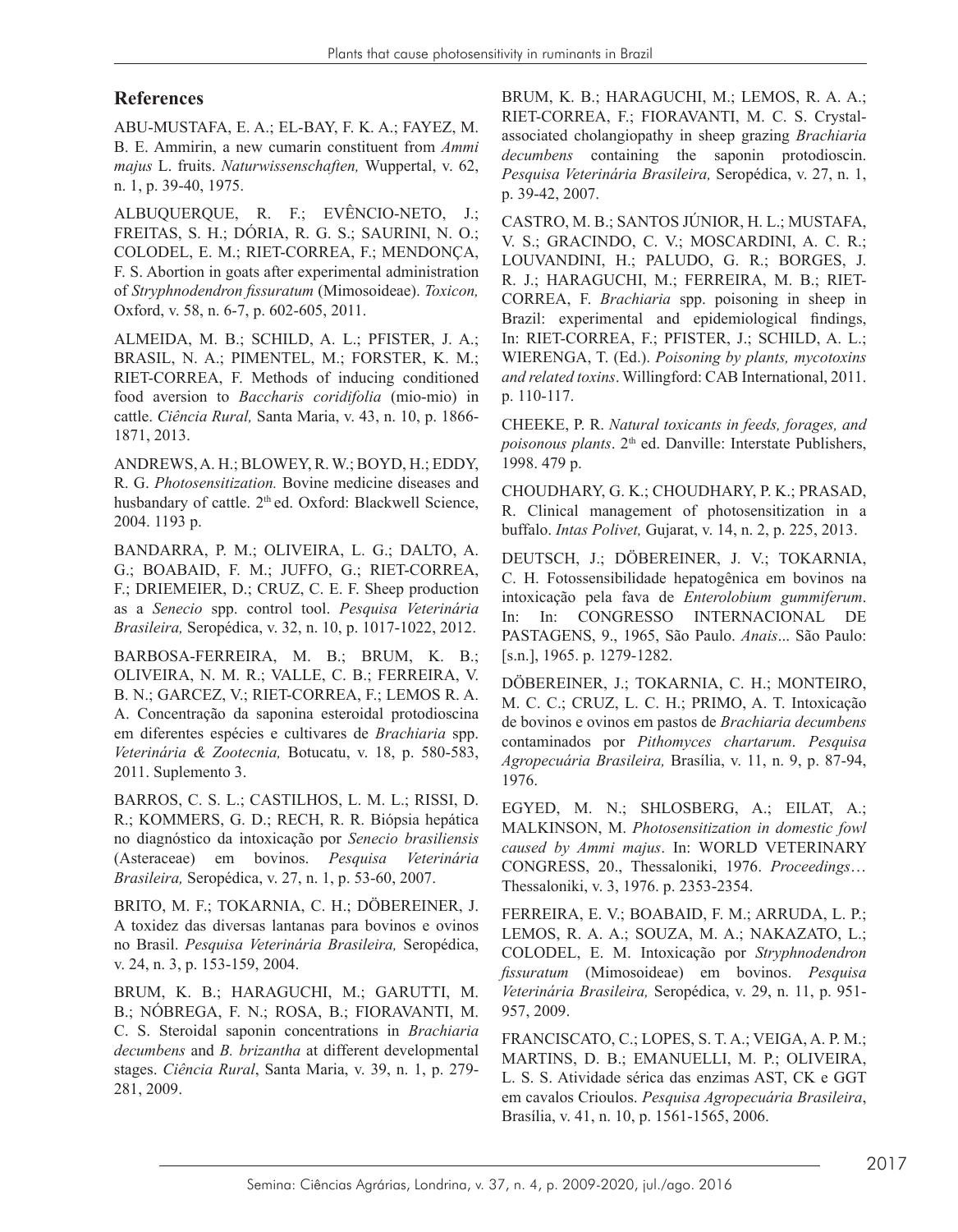## References

ABU-MUSTAFA, E. A.; EL-BAY, F. K. A.; FAYEZ, M. B. E. Ammirin, a new cumarin constituent from *Ammi majus* L. fruits. *Naturwissenschaften,* Wuppertal, v. 62, n. 1, p. 39-40, 1975.

ALBUQUERQUE, R. F.; EVÊNCIO-NETO, J.; FREITAS, S. H.; DÓRIA, R. G. S.; SAURINI, N. O.; COLODEL, E. M.; RIET-CORREA, F.; MENDONÇA, F. S. Abortion in goats after experimental administration of *Stryphnodendron fissuratum* (Mimosoideae). *Toxicon,* Oxford, v. 58, n. 6-7, p. 602-605, 2011.

ALMEIDA, M. B.; SCHILD, A. L.; PFISTER, J. A.; BRASIL, N. A.; PIMENTEL, M.; FORSTER, K. M.; RIET-CORREA, F. Methods of inducing conditioned food aversion to *Baccharis coridifolia* (mio-mio) in cattle. *Ciência Rural,* Santa Maria, v. 43, n. 10, p. 1866-1871, 2013.

ANDREWS, A. H.; BLOWEY, R. W.; BOYD, H.; EDDY, R. G. *Photosensitization.* Bovine medicine diseases and husbandary of cattle. 2[th] ed. Oxford: Blackwell Science, 2004. 1193 p.

BANDARRA, P. M.; OLIVEIRA, L. G.; DALTO, A. G.; BOABAID, F. M.; JUFFO, G.; RIET-CORREA, F.; DRIEMEIER, D.; CRUZ, C. E. F. Sheep production as a *Senecio* spp. control tool. *Pesquisa Veterinária Brasileira,* Seropédica, v. 32, n. 10, p. 1017-1022, 2012.

BARBOSA-FERREIRA, M. B.; BRUM, K. B.; OLIVEIRA, N. M. R.; VALLE, C. B.; FERREIRA, V. B. N.; GARCEZ, V.; RIET-CORREA, F.; LEMOS R. A. A. Concentração da saponina esteroidal protodioscina em diferentes espécies e cultivares de *Brachiaria* spp. *Veterinária & Zootecnia,* Botucatu, v. 18, p. 580-583, 2011. Suplemento 3.

BARROS, C. S. L.; CASTILHOS, L. M. L.; RISSI, D. R.; KOMMERS, G. D.; RECH, R. R. Biópsia hepática no diagnóstico da intoxicação por *Senecio brasiliensis* (Asteraceae) em bovinos. *Pesquisa Veterinária Brasileira,* Seropédica, v. 27, n. 1, p. 53-60, 2007.

BRITO, M. F.; TOKARNIA, C. H.; DÖBEREINER, J. A toxidez das diversas lantanas para bovinos e ovinos no Brasil. *Pesquisa Veterinária Brasileira,* Seropédica, v. 24, n. 3, p. 153-159, 2004.

BRUM, K. B.; HARAGUCHI, M.; GARUTTI, M. B.; NÓBREGA, F. N.; ROSA, B.; FIORAVANTI, M. C. S. Steroidal saponin concentrations in *Brachiaria decumbens* and *B. brizantha* at different developmental stages. *Ciência Rural*, Santa Maria, v. 39, n. 1, p. 279-281, 2009.

BRUM, K. B.; HARAGUCHI, M.; LEMOS, R. A. A.; RIET-CORREA, F.; FIORAVANTI, M. C. S. Crystal-associated cholangiopathy in sheep grazing *Brachiaria decumbens* containing the saponin protodioscin. *Pesquisa Veterinária Brasileira,* Seropédica, v. 27, n. 1, p. 39-42, 2007.

CASTRO, M. B.; SANTOS JÚNIOR, H. L.; MUSTAFA, V. S.; GRACINDO, C. V.; MOSCARDINI, A. C. R.; LOUVANDINI, H.; PALUDO, G. R.; BORGES, J. R. J.; HARAGUCHI, M.; FERREIRA, M. B.; RIET-CORREA, F. *Brachiaria* spp. poisoning in sheep in Brazil: experimental and epidemiological findings, In: RIET-CORREA, F.; PFISTER, J.; SCHILD, A. L.; WIERENGA, T. (Ed.). *Poisoning by plants, mycotoxins and related toxins*. Willingford: CAB International, 2011. p. 110-117.

CHEEKE, P. R. *Natural toxicants in feeds, forages, and poisonous plants*. 2[th] ed. Danville: Interstate Publishers, 1998. 479 p.

CHOUDHARY, G. K.; CHOUDHARY, P. K.; PRASAD, R. Clinical management of photosensitization in a buffalo. *Intas Polivet,* Gujarat, v. 14, n. 2, p. 225, 2013.

DEUTSCH, J.; DÖBEREINER, J. V.; TOKARNIA, C. H. Fotossensibilidade hepatogênica em bovinos na intoxicação pela fava de *Enterolobium gummiferum*. In: In: CONGRESSO INTERNACIONAL DE PASTAGENS, 9., 1965, São Paulo. *Anais*... São Paulo: [s.n.], 1965. p. 1279-1282.

DÖBEREINER, J.; TOKARNIA, C. H.; MONTEIRO, M. C. C.; CRUZ, L. C. H.; PRIMO, A. T. Intoxicação de bovinos e ovinos em pastos de *Brachiaria decumbens* contaminados por *Pithomyces chartarum*. *Pesquisa Agropecuária Brasileira,* Brasília, v. 11, n. 9, p. 87-94, 1976.

EGYED, M. N.; SHLOSBERG, A.; EILAT, A.; MALKINSON, M. *Photosensitization in domestic fowl caused by Ammi majus*. In: WORLD VETERINARY CONGRESS, 20., Thessaloniki, 1976. *Proceedings*… Thessaloniki, v. 3, 1976. p. 2353-2354.

FERREIRA, E. V.; BOABAID, F. M.; ARRUDA, L. P.; LEMOS, R. A. A.; SOUZA, M. A.; NAKAZATO, L.; COLODEL, E. M. Intoxicação por *Stryphnodendron fissuratum* (Mimosoideae) em bovinos. *Pesquisa Veterinária Brasileira,* Seropédica, v. 29, n. 11, p. 951-957, 2009.

FRANCISCATO, C.; LOPES, S. T. A.; VEIGA, A. P. M.; MARTINS, D. B.; EMANUELLI, M. P.; OLIVEIRA, L. S. S. Atividade sérica das enzimas AST, CK e GGT em cavalos Crioulos. *Pesquisa Agropecuária Brasileira*, Brasília, v. 41, n. 10, p. 1561-1565, 2006.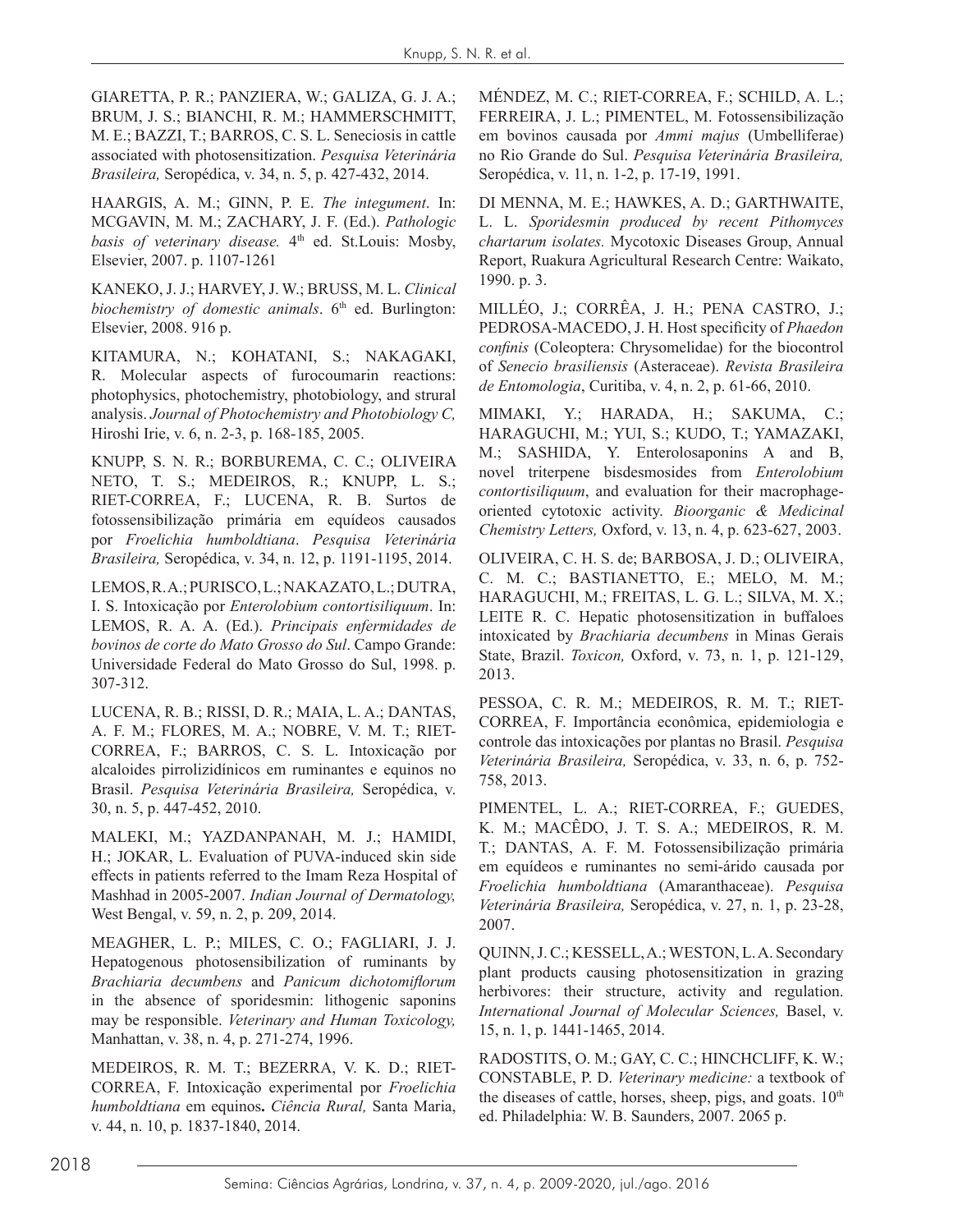GIARETTA, P. R.; PANZIERA, W.; GALIZA, G. J. A.; BRUM, J. S.; BIANCHI, R. M.; HAMMERSCHMITT, M. E.; BAZZI, T.; BARROS, C. S. L. Seneciosis in cattle associated with photosensitization. *Pesquisa Veterinária Brasileira,* Seropédica, v. 34, n. 5, p. 427-432, 2014.

HAARGIS, A. M.; GINN, P. E. *The integument*. In: MCGAVIN, M. M.; ZACHARY, J. F. (Ed.). *Pathologic basis of veterinary disease.* 4th ed. St.Louis: Mosby, Elsevier, 2007. p. 1107-1261

KANEKO, J. J.; HARVEY, J. W.; BRUSS, M. L. *Clinical biochemistry of domestic animals*. 6th ed. Burlington: Elsevier, 2008. 916 p.

KITAMURA, N.; KOHATANI, S.; NAKAGAKI, R. Molecular aspects of furocoumarin reactions: photophysics, photochemistry, photobiology, and strural analysis. *Journal of Photochemistry and Photobiology C,* Hiroshi Irie, v. 6, n. 2-3, p. 168-185, 2005.

KNUPP, S. N. R.; BORBUREMA, C. C.; OLIVEIRA NETO, T. S.; MEDEIROS, R.; KNUPP, L. S.; RIET-CORREA, F.; LUCENA, R. B. Surtos de fotossensibilização primária em equídeos causados por *Froelichia humboldtiana*. *Pesquisa Veterinária Brasileira,* Seropédica, v. 34, n. 12, p. 1191-1195, 2014.

LEMOS, R. A.; PURISCO, L.; NAKAZATO, L.; DUTRA, I. S. Intoxicação por *Enterolobium contortisiliquum*. In: LEMOS, R. A. A. (Ed.). *Principais enfermidades de bovinos de corte do Mato Grosso do Sul*. Campo Grande: Universidade Federal do Mato Grosso do Sul, 1998. p. 307-312.

LUCENA, R. B.; RISSI, D. R.; MAIA, L. A.; DANTAS, A. F. M.; FLORES, M. A.; NOBRE, V. M. T.; RIET-CORREA, F.; BARROS, C. S. L. Intoxicação por alcaloides pirrolizidínicos em ruminantes e equinos no Brasil. *Pesquisa Veterinária Brasileira,* Seropédica, v. 30, n. 5, p. 447-452, 2010.

MALEKI, M.; YAZDANPANAH, M. J.; HAMIDI, H.; JOKAR, L. Evaluation of PUVA-induced skin side effects in patients referred to the Imam Reza Hospital of Mashhad in 2005-2007. *Indian Journal of Dermatology,* West Bengal, v. 59, n. 2, p. 209, 2014.

MEAGHER, L. P.; MILES, C. O.; FAGLIARI, J. J. Hepatogenous photosensibilization of ruminants by *Brachiaria decumbens* and *Panicum dichotomiflorum* in the absence of sporidesmin: lithogenic saponins may be responsible. *Veterinary and Human Toxicology,* Manhattan, v. 38, n. 4, p. 271-274, 1996.

MEDEIROS, R. M. T.; BEZERRA, V. K. D.; RIET-CORREA, F. Intoxicação experimental por *Froelichia humboldtiana* em equinos**.** *Ciência Rural,* Santa Maria, v. 44, n. 10, p. 1837-1840, 2014.

MÉNDEZ, M. C.; RIET-CORREA, F.; SCHILD, A. L.; FERREIRA, J. L.; PIMENTEL, M. Fotossensibilização em bovinos causada por *Ammi majus* (Umbelliferae) no Rio Grande do Sul. *Pesquisa Veterinária Brasileira,* Seropédica, v. 11, n. 1-2, p. 17-19, 1991.

DI MENNA, M. E.; HAWKES, A. D.; GARTHWAITE, L. L. *Sporidesmin produced by recent Pithomyces chartarum isolates.* Mycotoxic Diseases Group, Annual Report, Ruakura Agricultural Research Centre: Waikato, 1990. p. 3.

MILLÉO, J.; CORRÊA, J. H.; PENA CASTRO, J.; PEDROSA-MACEDO, J. H. Host specificity of *Phaedon confinis* (Coleoptera: Chrysomelidae) for the biocontrol of *Senecio brasiliensis* (Asteraceae). *Revista Brasileira de Entomologia*, Curitiba, v. 4, n. 2, p. 61-66, 2010.

MIMAKI, Y.; HARADA, H.; SAKUMA, C.; HARAGUCHI, M.; YUI, S.; KUDO, T.; YAMAZAKI, M.; SASHIDA, Y. Enterolosaponins A and B, novel triterpene bisdesmosides from *Enterolobium contortisiliquum*, and evaluation for their macrophage-oriented cytotoxic activity. *Bioorganic & Medicinal Chemistry Letters,* Oxford, v. 13, n. 4, p. 623-627, 2003.

OLIVEIRA, C. H. S. de; BARBOSA, J. D.; OLIVEIRA, C. M. C.; BASTIANETTO, E.; MELO, M. M.; HARAGUCHI, M.; FREITAS, L. G. L.; SILVA, M. X.; LEITE R. C. Hepatic photosensitization in buffaloes intoxicated by *Brachiaria decumbens* in Minas Gerais State, Brazil. *Toxicon,* Oxford, v. 73, n. 1, p. 121-129, 2013.

PESSOA, C. R. M.; MEDEIROS, R. M. T.; RIET-CORREA, F. Importância econômica, epidemiologia e controle das intoxicações por plantas no Brasil. *Pesquisa Veterinária Brasileira,* Seropédica, v. 33, n. 6, p. 752-758, 2013.

PIMENTEL, L. A.; RIET-CORREA, F.; GUEDES, K. M.; MACÊDO, J. T. S. A.; MEDEIROS, R. M. T.; DANTAS, A. F. M. Fotossensibilização primária em equídeos e ruminantes no semi-árido causada por *Froelichia humboldtiana* (Amaranthaceae). *Pesquisa Veterinária Brasileira,* Seropédica, v. 27, n. 1, p. 23-28, 2007.

QUINN, J. C.; KESSELL, A.; WESTON, L. A. Secondary plant products causing photosensitization in grazing herbivores: their structure, activity and regulation. *International Journal of Molecular Sciences,* Basel, v. 15, n. 1, p. 1441-1465, 2014.

RADOSTITS, O. M.; GAY, C. C.; HINCHCLIFF, K. W.; CONSTABLE, P. D. *Veterinary medicine:* a textbook of the diseases of cattle, horses, sheep, pigs, and goats. 10th ed. Philadelphia: W. B. Saunders, 2007. 2065 p.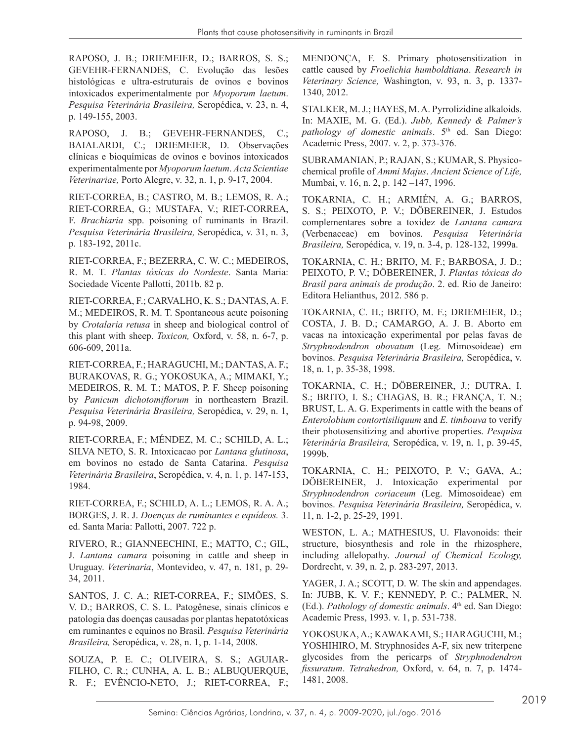RAPOSO, J. B.; DRIEMEIER, D.; BARROS, S. S.; GEVEHR-FERNANDES, C. Evolução das lesões histológicas e ultra-estruturais de ovinos e bovinos intoxicados experimentalmente por *Myoporum laetum*. *Pesquisa Veterinária Brasileira,* Seropédica, v. 23, n. 4, p. 149-155, 2003.

RAPOSO, J. B.; GEVEHR-FERNANDES, C.; BAIALARDI, C.; DRIEMEIER, D. Observações clínicas e bioquímicas de ovinos e bovinos intoxicados experimentalmente por *Myoporum laetum*. *Acta Scientiae Veterinariae,* Porto Alegre, v. 32, n. 1, p. 9-17, 2004.

RIET-CORREA, B.; CASTRO, M. B.; LEMOS, R. A.; RIET-CORREA, G.; MUSTAFA, V.; RIET-CORREA, F. *Brachiaria* spp. poisoning of ruminants in Brazil. *Pesquisa Veterinária Brasileira,* Seropédica, v. 31, n. 3, p. 183-192, 2011c.

RIET-CORREA, F.; BEZERRA, C. W. C.; MEDEIROS, R. M. T. *Plantas tóxicas do Nordeste*. Santa Maria: Sociedade Vicente Pallotti, 2011b. 82 p.

RIET-CORREA, F.; CARVALHO, K. S.; DANTAS, A. F. M.; MEDEIROS, R. M. T. Spontaneous acute poisoning by *Crotalaria retusa* in sheep and biological control of this plant with sheep. *Toxicon,* Oxford, v. 58, n. 6-7, p. 606-609, 2011a.

RIET-CORREA, F.; HARAGUCHI, M.; DANTAS, A. F.; BURAKOVAS, R. G.; YOKOSUKA, A.; MIMAKI, Y.; MEDEIROS, R. M. T.; MATOS, P. F. Sheep poisoning by *Panicum dichotomiflorum* in northeastern Brazil. *Pesquisa Veterinária Brasileira,* Seropédica, v. 29, n. 1, p. 94-98, 2009.

RIET-CORREA, F.; MÉNDEZ, M. C.; SCHILD, A. L.; SILVA NETO, S. R. Intoxicacao por *Lantana glutinosa*, em bovinos no estado de Santa Catarina. *Pesquisa Veterinária Brasileira*, Seropédica, v. 4, n. 1, p. 147-153, 1984.

RIET-CORREA, F.; SCHILD, A. L.; LEMOS, R. A. A.; BORGES, J. R. J. *Doenças de ruminantes e equídeos.* 3. ed. Santa Maria: Pallotti, 2007. 722 p.

RIVERO, R.; GIANNEECHINI, E.; MATTO, C.; GIL, J. *Lantana camara* poisoning in cattle and sheep in Uruguay. *Veterinaria*, Montevideo, v. 47, n. 181, p. 29-34, 2011.

SANTOS, J. C. A.; RIET-CORREA, F.; SIMÕES, S. V. D.; BARROS, C. S. L. Patogênese, sinais clínicos e patologia das doenças causadas por plantas hepatotóxicas em ruminantes e equinos no Brasil. *Pesquisa Veterinária Brasileira,* Seropédica, v. 28, n. 1, p. 1-14, 2008.

SOUZA, P. E. C.; OLIVEIRA, S. S.; AGUIAR-FILHO, C. R.; CUNHA, A. L. B.; ALBUQUERQUE, R. F.; EVÊNCIO-NETO, J.; RIET-CORREA, F.; MENDONÇA, F. S. Primary photosensitization in cattle caused by *Froelichia humboldtiana*. *Research in Veterinary Science,* Washington, v. 93, n. 3, p. 1337-1340, 2012.

STALKER, M. J.; HAYES, M. A. Pyrrolizidine alkaloids. In: MAXIE, M. G. (Ed.). *Jubb, Kennedy & Palmer's pathology of domestic animals*. 5th ed. San Diego: Academic Press, 2007. v. 2, p. 373-376.

SUBRAMANIAN, P.; RAJAN, S.; KUMAR, S. Physico-chemical profile of *Ammi Majus*. *Ancient Science of Life,* Mumbai, v. 16, n. 2, p. 142 –147, 1996.

TOKARNIA, C. H.; ARMIÉN, A. G.; BARROS, S. S.; PEIXOTO, P. V.; DÖBEREINER, J. Estudos complementares sobre a toxidez de *Lantana camara* (Verbenaceae) em bovinos. *Pesquisa Veterinária Brasileira,* Seropédica, v. 19, n. 3-4, p. 128-132, 1999a.

TOKARNIA, C. H.; BRITO, M. F.; BARBOSA, J. D.; PEIXOTO, P. V.; DÖBEREINER, J. *Plantas tóxicas do Brasil para animais de produção*. 2. ed. Rio de Janeiro: Editora Helianthus, 2012. 586 p.

TOKARNIA, C. H.; BRITO, M. F.; DRIEMEIER, D.; COSTA, J. B. D.; CAMARGO, A. J. B. Aborto em vacas na intoxicação experimental por pelas favas de *Stryphnodendron obovatum* (Leg. Mimosoideae) em bovinos. *Pesquisa Veterinária Brasileira,* Seropédica, v. 18, n. 1, p. 35-38, 1998.

TOKARNIA, C. H.; DÖBEREINER, J.; DUTRA, I. S.; BRITO, I. S.; CHAGAS, B. R.; FRANÇA, T. N.; BRUST, L. A. G. Experiments in cattle with the beans of *Enterolobium contortisiliquum* and *E. timbouva* to verify their photosensitizing and abortive properties. *Pesquisa Veterinária Brasileira,* Seropédica, v. 19, n. 1, p. 39-45, 1999b.

TOKARNIA, C. H.; PEIXOTO, P. V.; GAVA, A.; DÖBEREINER, J. Intoxicação experimental por *Stryphnodendron coriaceum* (Leg. Mimosoideae) em bovinos. *Pesquisa Veterinária Brasileira,* Seropédica, v. 11, n. 1-2, p. 25-29, 1991.

WESTON, L. A.; MATHESIUS, U. Flavonoids: their structure, biosynthesis and role in the rhizosphere, including allelopathy. *Journal of Chemical Ecology,* Dordrecht, v. 39, n. 2, p. 283-297, 2013.

YAGER, J. A.; SCOTT, D. W. The skin and appendages. In: JUBB, K. V. F.; KENNEDY, P. C.; PALMER, N. (Ed.). *Pathology of domestic animals*. 4th ed. San Diego: Academic Press, 1993. v. 1, p. 531-738.

YOKOSUKA, A.; KAWAKAMI, S.; HARAGUCHI, M.; YOSHIHIRO, M. Stryphnosides A-F, six new triterpene glycosides from the pericarps of *Stryphnodendron fissuratum*. *Tetrahedron,* Oxford, v. 64, n. 7, p. 1474-1481, 2008.